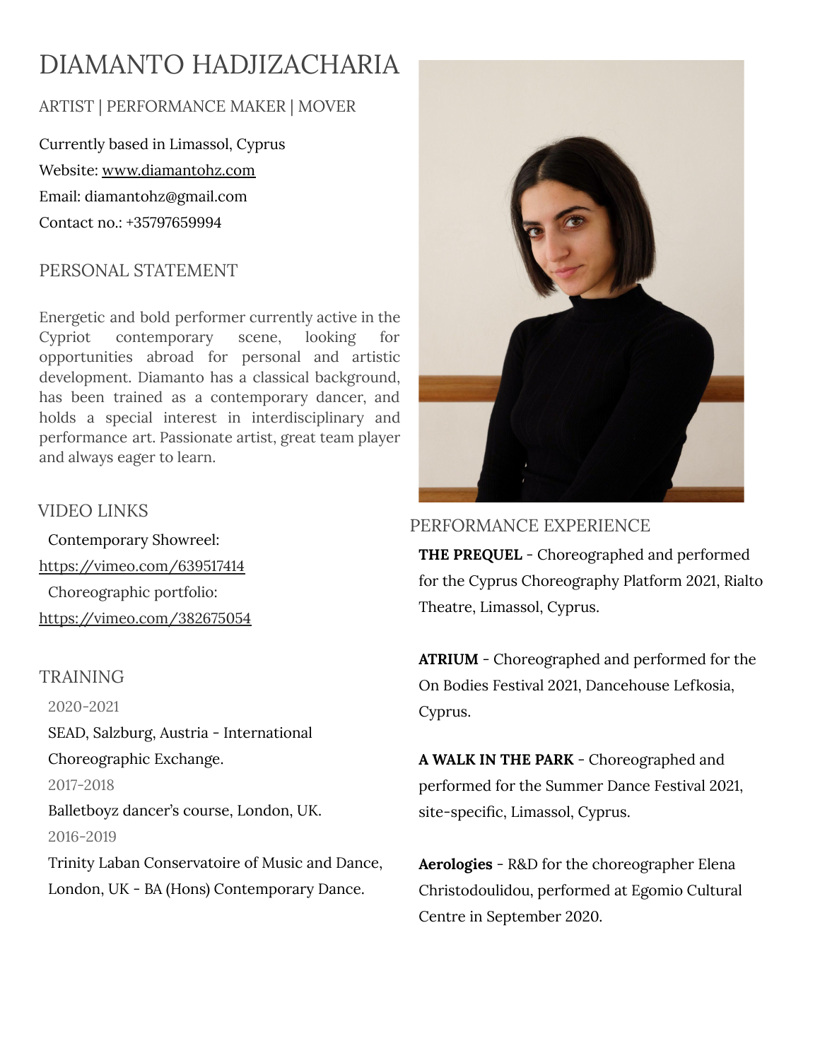# DIAMANTO HADJIZACHARIA

ARTIST | PERFORMANCE MAKER | MOVER

Currently based in Limassol, Cyprus

Website: www.diamantohz.com

Email: diamantohz@gmail.com

Contact no.: +35797659994

## PERSONAL STATEMENT

Energetic and bold performer currently active in the Cypriot contemporary scene, looking for opportunities abroad for personal and artistic development. Diamanto has a classical background, has been trained as a contemporary dancer, and holds a special interest in interdisciplinary and performance art. Passionate artist, great team player and always eager to learn.

## VIDEO LINKS

Contemporary Showreel:
https://vimeo.com/639517414

Choreographic portfolio:
https://vimeo.com/382675054

## TRAINING

2020-2021
SEAD, Salzburg, Austria - International Choreographic Exchange.

2017-2018
Balletboyz dancer's course, London, UK.

2016-2019
Trinity Laban Conservatoire of Music and Dance, London, UK - BA (Hons) Contemporary Dance.

## PERFORMANCE EXPERIENCE

**THE PREQUEL** - Choreographed and performed for the Cyprus Choreography Platform 2021, Rialto Theatre, Limassol, Cyprus.

**ATRIUM** - Choreographed and performed for the On Bodies Festival 2021, Dancehouse Lefkosia, Cyprus.

**A WALK IN THE PARK** - Choreographed and performed for the Summer Dance Festival 2021, site-specific, Limassol, Cyprus.

**Aerologies** - R&D for the choreographer Elena Christodoulidou, performed at Egomio Cultural Centre in September 2020.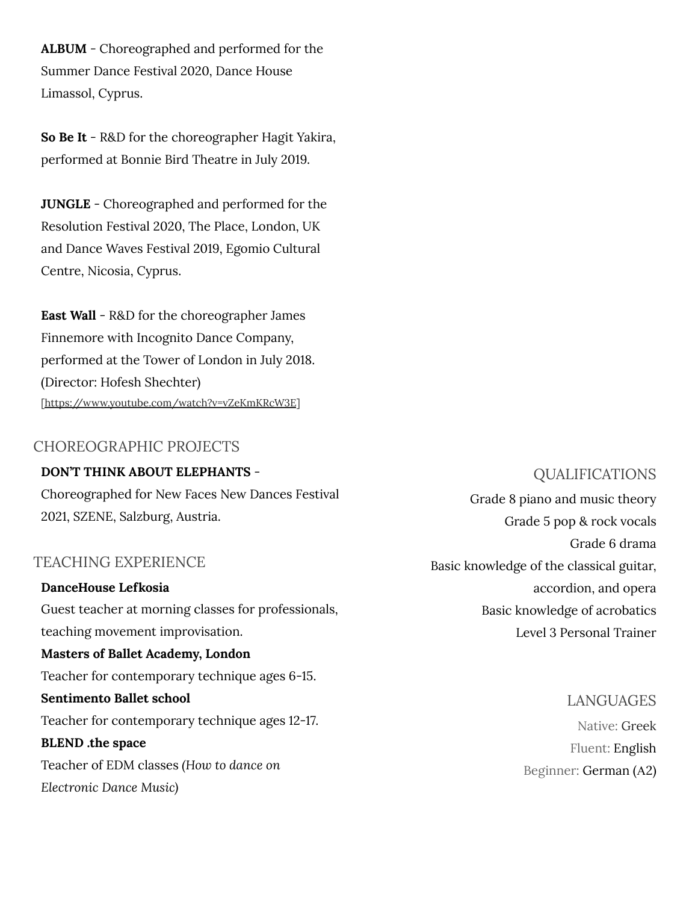**ALBUM** - Choreographed and performed for the Summer Dance Festival 2020, Dance House Limassol, Cyprus.

**So Be It** - R&D for the choreographer Hagit Yakira, performed at Bonnie Bird Theatre in July 2019.

**JUNGLE** - Choreographed and performed for the Resolution Festival 2020, The Place, London, UK and Dance Waves Festival 2019, Egomio Cultural Centre, Nicosia, Cyprus.

**East Wall** - R&D for the choreographer James Finnemore with Incognito Dance Company, performed at the Tower of London in July 2018. (Director: Hofesh Shechter)
[https://www.youtube.com/watch?v=vZeKmKRcW3E]

## CHOREOGRAPHIC PROJECTS

**DON'T THINK ABOUT ELEPHANTS** - Choreographed for New Faces New Dances Festival 2021, SZENE, Salzburg, Austria.

## TEACHING EXPERIENCE

**DanceHouse Lefkosia**
Guest teacher at morning classes for professionals, teaching movement improvisation.

**Masters of Ballet Academy, London**
Teacher for contemporary technique ages 6-15.

**Sentimento Ballet school**
Teacher for contemporary technique ages 12-17.

**BLEND .the space**
Teacher of EDM classes (*How to dance on Electronic Dance Music*)

## QUALIFICATIONS

Grade 8 piano and music theory
Grade 5 pop & rock vocals
Grade 6 drama
Basic knowledge of the classical guitar, accordion, and opera
Basic knowledge of acrobatics
Level 3 Personal Trainer

## LANGUAGES

Native: Greek
Fluent: English
Beginner: German (A2)